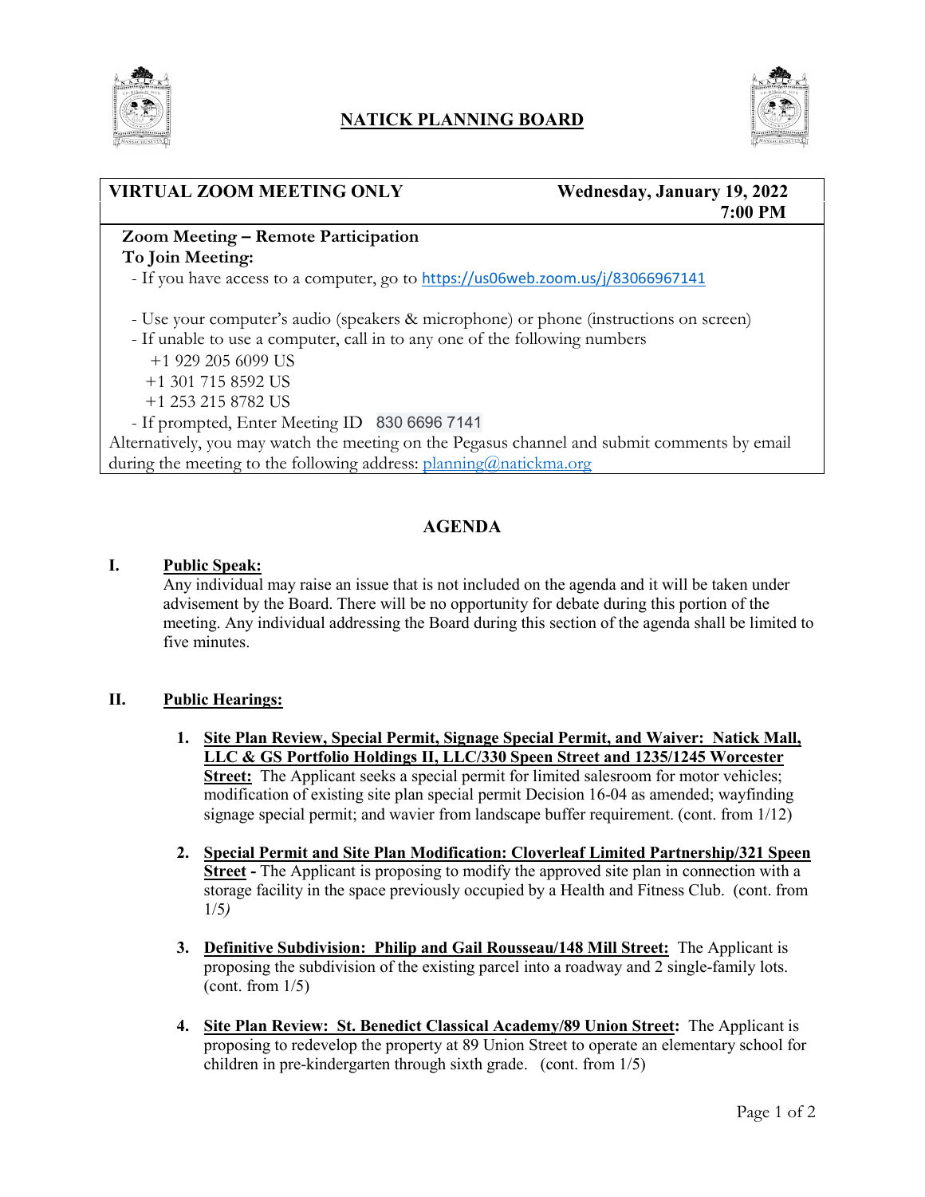# NATICK PLANNING BOARD

| VIRTUAL ZOOM MEETING ONLY | Wednesday, January 19, 2022 7:00 PM |
|---|---|

**Zoom Meeting – Remote Participation**
**To Join Meeting:**

- If you have access to a computer, go to https://us06web.zoom.us/j/83066967141

- Use your computer's audio (speakers & microphone) or phone (instructions on screen)
- If unable to use a computer, call in to any one of the following numbers
  - +1 929 205 6099 US
  - +1 301 715 8592 US
  - +1 253 215 8782 US
- If prompted, Enter Meeting ID 830 6696 7141

Alternatively, you may watch the meeting on the Pegasus channel and submit comments by email during the meeting to the following address: planning@natickma.org

## AGENDA

**I. Public Speak:**

Any individual may raise an issue that is not included on the agenda and it will be taken under advisement by the Board. There will be no opportunity for debate during this portion of the meeting. Any individual addressing the Board during this section of the agenda shall be limited to five minutes.

**II. Public Hearings:**

1. **Site Plan Review, Special Permit, Signage Special Permit, and Waiver: Natick Mall, LLC & GS Portfolio Holdings II, LLC/330 Speen Street and 1235/1245 Worcester Street:** The Applicant seeks a special permit for limited salesroom for motor vehicles; modification of existing site plan special permit Decision 16-04 as amended; wayfinding signage special permit; and wavier from landscape buffer requirement. (cont. from 1/12)

2. **Special Permit and Site Plan Modification: Cloverleaf Limited Partnership/321 Speen Street -** The Applicant is proposing to modify the approved site plan in connection with a storage facility in the space previously occupied by a Health and Fitness Club. (cont. from 1/5*)*

3. **Definitive Subdivision: Philip and Gail Rousseau/148 Mill Street:** The Applicant is proposing the subdivision of the existing parcel into a roadway and 2 single-family lots. (cont. from 1/5)

4. **Site Plan Review: St. Benedict Classical Academy/89 Union Street:** The Applicant is proposing to redevelop the property at 89 Union Street to operate an elementary school for children in pre-kindergarten through sixth grade. (cont. from 1/5)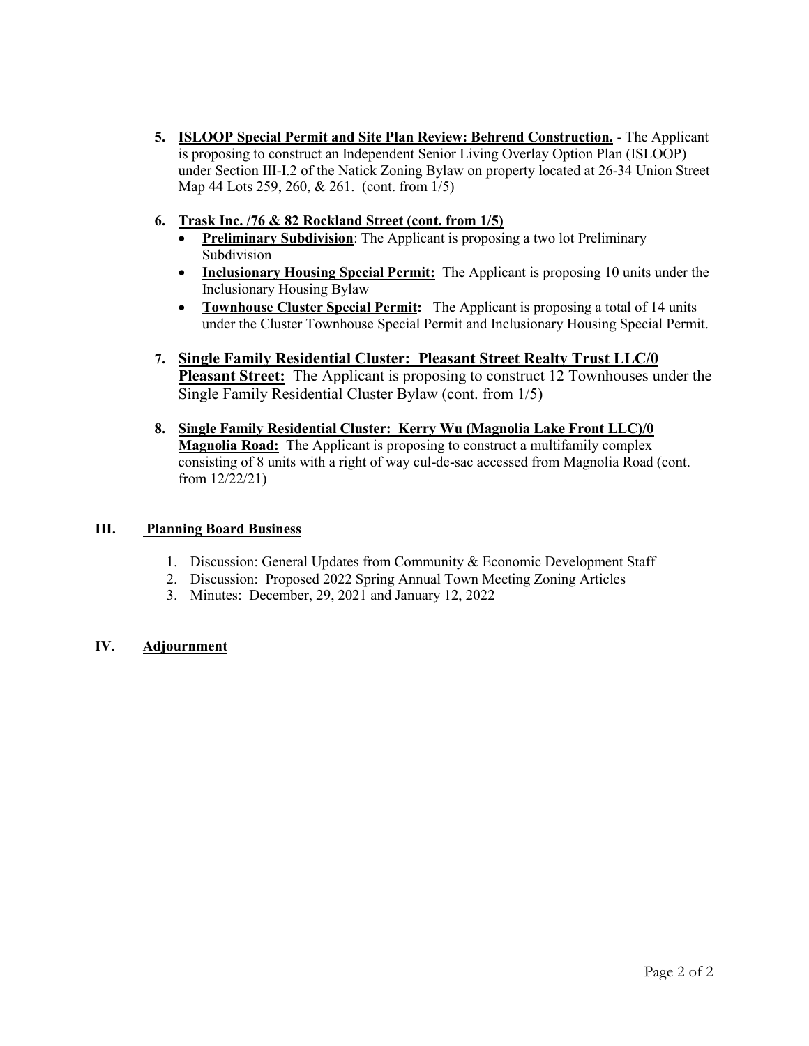5. **ISLOOP Special Permit and Site Plan Review: Behrend Construction.** - The Applicant is proposing to construct an Independent Senior Living Overlay Option Plan (ISLOOP) under Section III-I.2 of the Natick Zoning Bylaw on property located at 26-34 Union Street Map 44 Lots 259, 260, & 261. (cont. from 1/5)

6. **Trask Inc. /76 & 82 Rockland Street (cont. from 1/5)**
   - **Preliminary Subdivision**: The Applicant is proposing a two lot Preliminary Subdivision
   - **Inclusionary Housing Special Permit:** The Applicant is proposing 10 units under the Inclusionary Housing Bylaw
   - **Townhouse Cluster Special Permit:** The Applicant is proposing a total of 14 units under the Cluster Townhouse Special Permit and Inclusionary Housing Special Permit.

7. **Single Family Residential Cluster: Pleasant Street Realty Trust LLC/0 Pleasant Street:** The Applicant is proposing to construct 12 Townhouses under the Single Family Residential Cluster Bylaw (cont. from 1/5)

8. **Single Family Residential Cluster: Kerry Wu (Magnolia Lake Front LLC)/0 Magnolia Road:** The Applicant is proposing to construct a multifamily complex consisting of 8 units with a right of way cul-de-sac accessed from Magnolia Road (cont. from 12/22/21)

## III. Planning Board Business

1. Discussion: General Updates from Community & Economic Development Staff
2. Discussion: Proposed 2022 Spring Annual Town Meeting Zoning Articles
3. Minutes: December, 29, 2021 and January 12, 2022

## IV. Adjournment